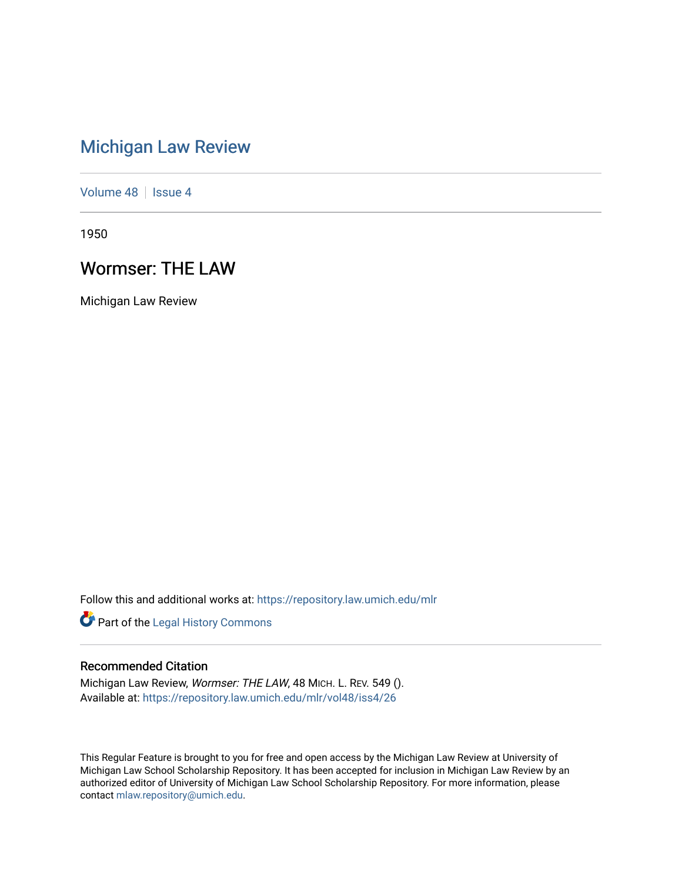# Michigan Law Review

Volume 48 | Issue 4

1950

## Wormser: THE LAW

Michigan Law Review

Follow this and additional works at: https://repository.law.umich.edu/mlr

Part of the Legal History Commons

### Recommended Citation

Michigan Law Review, *Wormser: THE LAW*, 48 MICH. L. REV. 549 ().
Available at: https://repository.law.umich.edu/mlr/vol48/iss4/26

This Regular Feature is brought to you for free and open access by the Michigan Law Review at University of Michigan Law School Scholarship Repository. It has been accepted for inclusion in Michigan Law Review by an authorized editor of University of Michigan Law School Scholarship Repository. For more information, please contact mlaw.repository@umich.edu.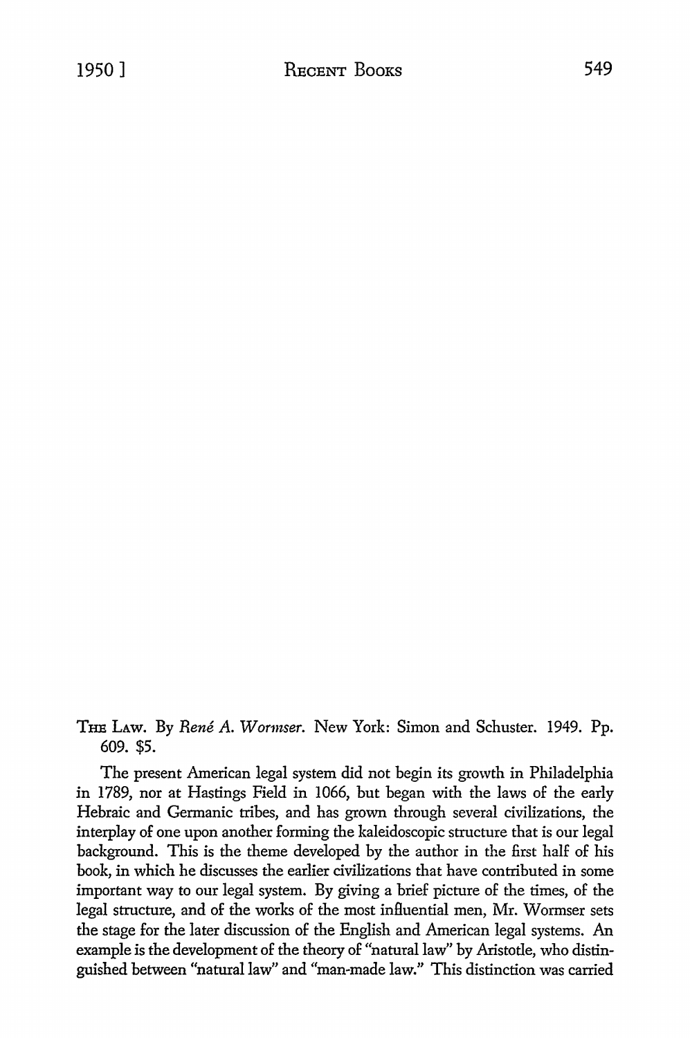THE LAW. By *René A. Wormser*. New York: Simon and Schuster. 1949. Pp. 609. $5.

The present American legal system did not begin its growth in Philadelphia in 1789, nor at Hastings Field in 1066, but began with the laws of the early Hebraic and Germanic tribes, and has grown through several civilizations, the interplay of one upon another forming the kaleidoscopic structure that is our legal background. This is the theme developed by the author in the first half of his book, in which he discusses the earlier civilizations that have contributed in some important way to our legal system. By giving a brief picture of the times, of the legal structure, and of the works of the most influential men, Mr. Wormser sets the stage for the later discussion of the English and American legal systems. An example is the development of the theory of "natural law" by Aristotle, who distinguished between "natural law" and "man-made law." This distinction was carried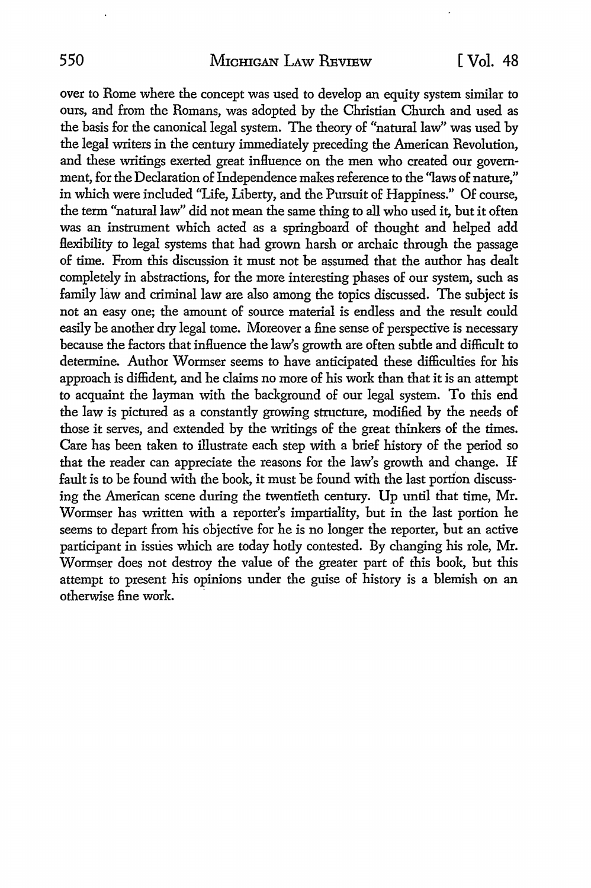over to Rome where the concept was used to develop an equity system similar to ours, and from the Romans, was adopted by the Christian Church and used as the basis for the canonical legal system. The theory of "natural law" was used by the legal writers in the century immediately preceding the American Revolution, and these writings exerted great influence on the men who created our government, for the Declaration of Independence makes reference to the "laws of nature," in which were included "Life, Liberty, and the Pursuit of Happiness." Of course, the term "natural law" did not mean the same thing to all who used it, but it often was an instrument which acted as a springboard of thought and helped add flexibility to legal systems that had grown harsh or archaic through the passage of time. From this discussion it must not be assumed that the author has dealt completely in abstractions, for the more interesting phases of our system, such as family law and criminal law are also among the topics discussed. The subject is not an easy one; the amount of source material is endless and the result could easily be another dry legal tome. Moreover a fine sense of perspective is necessary because the factors that influence the law's growth are often subtle and difficult to determine. Author Wormser seems to have anticipated these difficulties for his approach is diffident, and he claims no more of his work than that it is an attempt to acquaint the layman with the background of our legal system. To this end the law is pictured as a constantly growing structure, modified by the needs of those it serves, and extended by the writings of the great thinkers of the times. Care has been taken to illustrate each step with a brief history of the period so that the reader can appreciate the reasons for the law's growth and change. If fault is to be found with the book, it must be found with the last portion discussing the American scene during the twentieth century. Up until that time, Mr. Wormser has written with a reporter's impartiality, but in the last portion he seems to depart from his objective for he is no longer the reporter, but an active participant in issues which are today hotly contested. By changing his role, Mr. Wormser does not destroy the value of the greater part of this book, but this attempt to present his opinions under the guise of history is a blemish on an otherwise fine work.